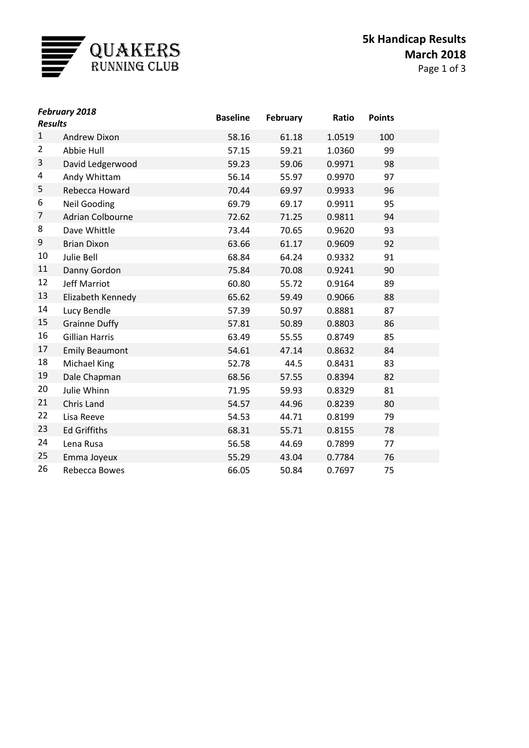# Quakers Running Club

## 5k Handicap Results
## March 2018

| *February 2018 Results* | | Baseline | February | Ratio | Points |
|---|---|---|---|---|---|
| 1 | Andrew Dixon | 58.16 | 61.18 | 1.0519 | 100 |
| 2 | Abbie Hull | 57.15 | 59.21 | 1.0360 | 99 |
| 3 | David Ledgerwood | 59.23 | 59.06 | 0.9971 | 98 |
| 4 | Andy Whittam | 56.14 | 55.97 | 0.9970 | 97 |
| 5 | Rebecca Howard | 70.44 | 69.97 | 0.9933 | 96 |
| 6 | Neil Gooding | 69.79 | 69.17 | 0.9911 | 95 |
| 7 | Adrian Colbourne | 72.62 | 71.25 | 0.9811 | 94 |
| 8 | Dave Whittle | 73.44 | 70.65 | 0.9620 | 93 |
| 9 | Brian Dixon | 63.66 | 61.17 | 0.9609 | 92 |
| 10 | Julie Bell | 68.84 | 64.24 | 0.9332 | 91 |
| 11 | Danny Gordon | 75.84 | 70.08 | 0.9241 | 90 |
| 12 | Jeff Marriot | 60.80 | 55.72 | 0.9164 | 89 |
| 13 | Elizabeth Kennedy | 65.62 | 59.49 | 0.9066 | 88 |
| 14 | Lucy Bendle | 57.39 | 50.97 | 0.8881 | 87 |
| 15 | Grainne Duffy | 57.81 | 50.89 | 0.8803 | 86 |
| 16 | Gillian Harris | 63.49 | 55.55 | 0.8749 | 85 |
| 17 | Emily Beaumont | 54.61 | 47.14 | 0.8632 | 84 |
| 18 | Michael King | 52.78 | 44.5 | 0.8431 | 83 |
| 19 | Dale Chapman | 68.56 | 57.55 | 0.8394 | 82 |
| 20 | Julie Whinn | 71.95 | 59.93 | 0.8329 | 81 |
| 21 | Chris Land | 54.57 | 44.96 | 0.8239 | 80 |
| 22 | Lisa Reeve | 54.53 | 44.71 | 0.8199 | 79 |
| 23 | Ed Griffiths | 68.31 | 55.71 | 0.8155 | 78 |
| 24 | Lena Rusa | 56.58 | 44.69 | 0.7899 | 77 |
| 25 | Emma Joyeux | 55.29 | 43.04 | 0.7784 | 76 |
| 26 | Rebecca Bowes | 66.05 | 50.84 | 0.7697 | 75 |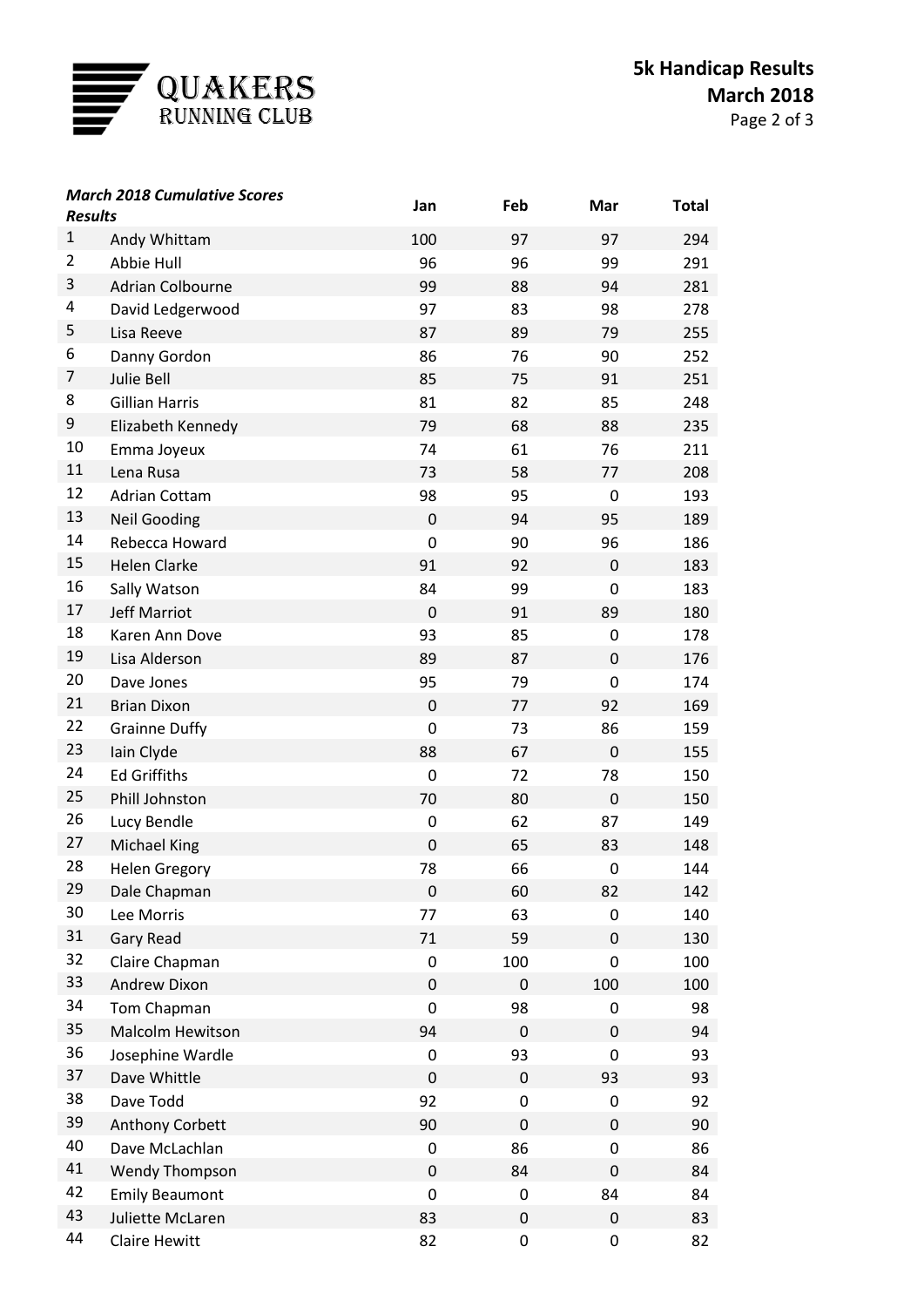# 5k Handicap Results
## March 2018

QUAKERS RUNNING CLUB

| ***March 2018 Cumulative Scores Results*** | | Jan | Feb | Mar | Total |
|---|---|---|---|---|---|
| 1 | Andy Whittam | 100 | 97 | 97 | 294 |
| 2 | Abbie Hull | 96 | 96 | 99 | 291 |
| 3 | Adrian Colbourne | 99 | 88 | 94 | 281 |
| 4 | David Ledgerwood | 97 | 83 | 98 | 278 |
| 5 | Lisa Reeve | 87 | 89 | 79 | 255 |
| 6 | Danny Gordon | 86 | 76 | 90 | 252 |
| 7 | Julie Bell | 85 | 75 | 91 | 251 |
| 8 | Gillian Harris | 81 | 82 | 85 | 248 |
| 9 | Elizabeth Kennedy | 79 | 68 | 88 | 235 |
| 10 | Emma Joyeux | 74 | 61 | 76 | 211 |
| 11 | Lena Rusa | 73 | 58 | 77 | 208 |
| 12 | Adrian Cottam | 98 | 95 | 0 | 193 |
| 13 | Neil Gooding | 0 | 94 | 95 | 189 |
| 14 | Rebecca Howard | 0 | 90 | 96 | 186 |
| 15 | Helen Clarke | 91 | 92 | 0 | 183 |
| 16 | Sally Watson | 84 | 99 | 0 | 183 |
| 17 | Jeff Marriot | 0 | 91 | 89 | 180 |
| 18 | Karen Ann Dove | 93 | 85 | 0 | 178 |
| 19 | Lisa Alderson | 89 | 87 | 0 | 176 |
| 20 | Dave Jones | 95 | 79 | 0 | 174 |
| 21 | Brian Dixon | 0 | 77 | 92 | 169 |
| 22 | Grainne Duffy | 0 | 73 | 86 | 159 |
| 23 | Iain Clyde | 88 | 67 | 0 | 155 |
| 24 | Ed Griffiths | 0 | 72 | 78 | 150 |
| 25 | Phill Johnston | 70 | 80 | 0 | 150 |
| 26 | Lucy Bendle | 0 | 62 | 87 | 149 |
| 27 | Michael King | 0 | 65 | 83 | 148 |
| 28 | Helen Gregory | 78 | 66 | 0 | 144 |
| 29 | Dale Chapman | 0 | 60 | 82 | 142 |
| 30 | Lee Morris | 77 | 63 | 0 | 140 |
| 31 | Gary Read | 71 | 59 | 0 | 130 |
| 32 | Claire Chapman | 0 | 100 | 0 | 100 |
| 33 | Andrew Dixon | 0 | 0 | 100 | 100 |
| 34 | Tom Chapman | 0 | 98 | 0 | 98 |
| 35 | Malcolm Hewitson | 94 | 0 | 0 | 94 |
| 36 | Josephine Wardle | 0 | 93 | 0 | 93 |
| 37 | Dave Whittle | 0 | 0 | 93 | 93 |
| 38 | Dave Todd | 92 | 0 | 0 | 92 |
| 39 | Anthony Corbett | 90 | 0 | 0 | 90 |
| 40 | Dave McLachlan | 0 | 86 | 0 | 86 |
| 41 | Wendy Thompson | 0 | 84 | 0 | 84 |
| 42 | Emily Beaumont | 0 | 0 | 84 | 84 |
| 43 | Juliette McLaren | 83 | 0 | 0 | 83 |
| 44 | Claire Hewitt | 82 | 0 | 0 | 82 |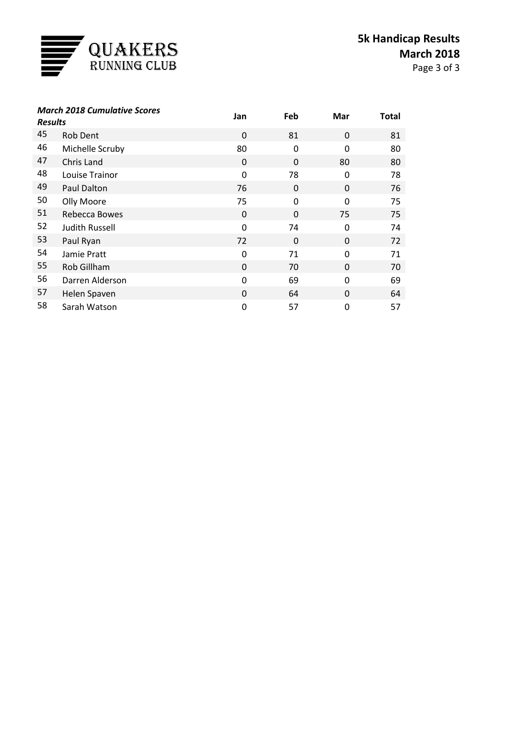QUAKERS
RUNNING CLUB

**5k Handicap Results**
**March 2018**

| ***March 2018 Cumulative Scores Results*** | | **Jan** | **Feb** | **Mar** | **Total** |
|---|---|---|---|---|---|
| 45 | Rob Dent | 0 | 81 | 0 | 81 |
| 46 | Michelle Scruby | 80 | 0 | 0 | 80 |
| 47 | Chris Land | 0 | 0 | 80 | 80 |
| 48 | Louise Trainor | 0 | 78 | 0 | 78 |
| 49 | Paul Dalton | 76 | 0 | 0 | 76 |
| 50 | Olly Moore | 75 | 0 | 0 | 75 |
| 51 | Rebecca Bowes | 0 | 0 | 75 | 75 |
| 52 | Judith Russell | 0 | 74 | 0 | 74 |
| 53 | Paul Ryan | 72 | 0 | 0 | 72 |
| 54 | Jamie Pratt | 0 | 71 | 0 | 71 |
| 55 | Rob Gillham | 0 | 70 | 0 | 70 |
| 56 | Darren Alderson | 0 | 69 | 0 | 69 |
| 57 | Helen Spaven | 0 | 64 | 0 | 64 |
| 58 | Sarah Watson | 0 | 57 | 0 | 57 |